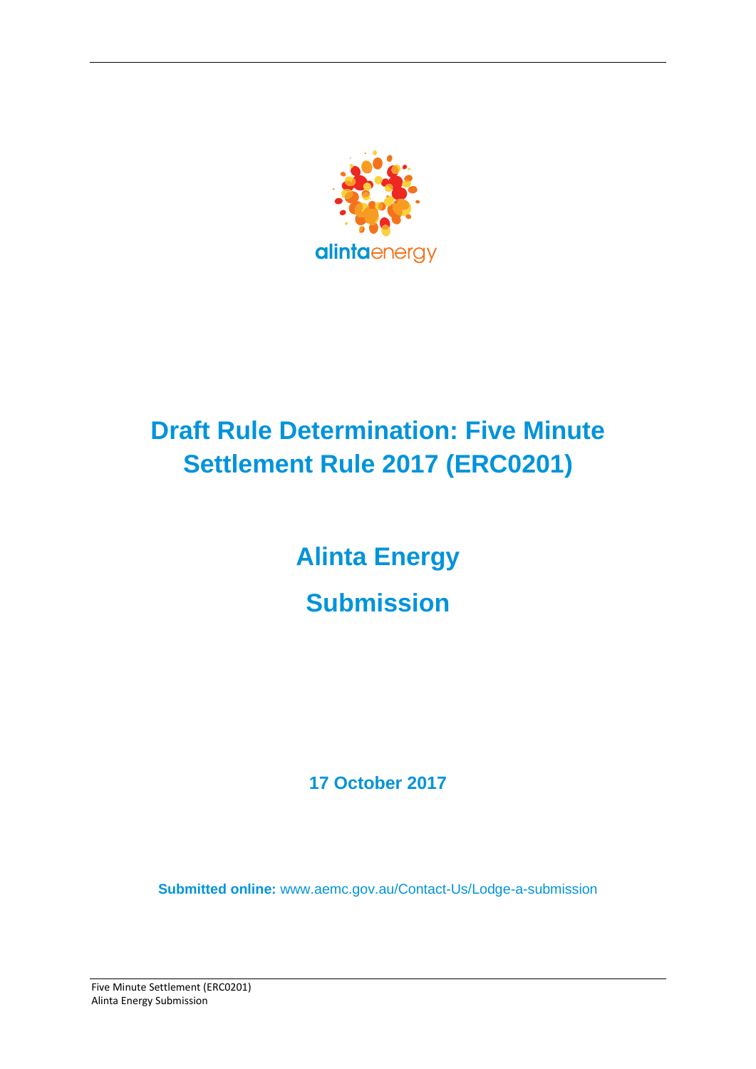alintaenergy

# Draft Rule Determination: Five Minute Settlement Rule 2017 (ERC0201)

## Alinta Energy

## Submission

**17 October 2017**

**Submitted online:** www.aemc.gov.au/Contact-Us/Lodge-a-submission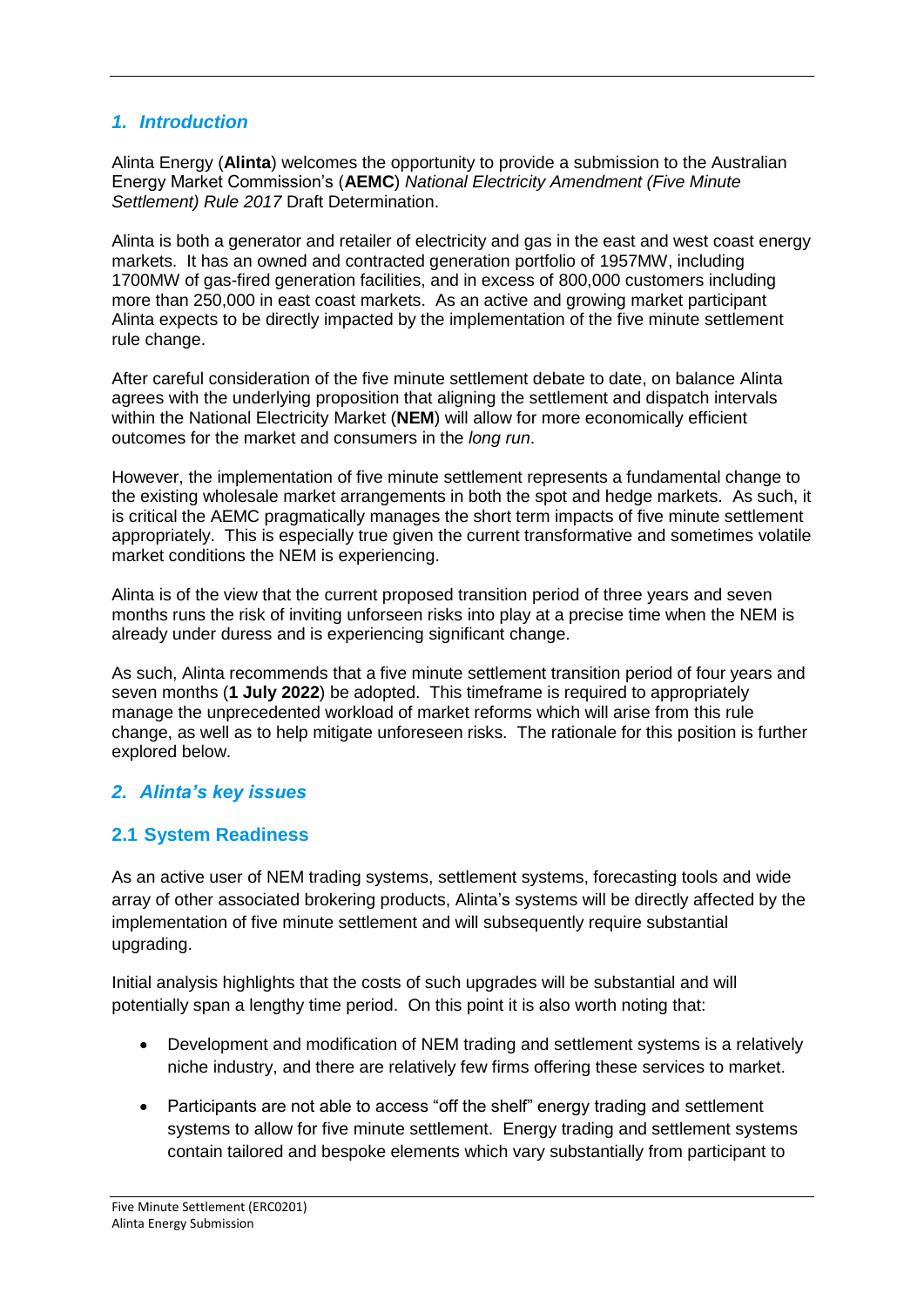## *1. Introduction*

Alinta Energy (**Alinta**) welcomes the opportunity to provide a submission to the Australian Energy Market Commission's (**AEMC**) *National Electricity Amendment (Five Minute Settlement) Rule 2017* Draft Determination.

Alinta is both a generator and retailer of electricity and gas in the east and west coast energy markets. It has an owned and contracted generation portfolio of 1957MW, including 1700MW of gas-fired generation facilities, and in excess of 800,000 customers including more than 250,000 in east coast markets. As an active and growing market participant Alinta expects to be directly impacted by the implementation of the five minute settlement rule change.

After careful consideration of the five minute settlement debate to date, on balance Alinta agrees with the underlying proposition that aligning the settlement and dispatch intervals within the National Electricity Market (**NEM**) will allow for more economically efficient outcomes for the market and consumers in the *long run*.

However, the implementation of five minute settlement represents a fundamental change to the existing wholesale market arrangements in both the spot and hedge markets. As such, it is critical the AEMC pragmatically manages the short term impacts of five minute settlement appropriately. This is especially true given the current transformative and sometimes volatile market conditions the NEM is experiencing.

Alinta is of the view that the current proposed transition period of three years and seven months runs the risk of inviting unforseen risks into play at a precise time when the NEM is already under duress and is experiencing significant change.

As such, Alinta recommends that a five minute settlement transition period of four years and seven months (**1 July 2022**) be adopted. This timeframe is required to appropriately manage the unprecedented workload of market reforms which will arise from this rule change, as well as to help mitigate unforeseen risks. The rationale for this position is further explored below.

## *2. Alinta's key issues*

### 2.1 System Readiness

As an active user of NEM trading systems, settlement systems, forecasting tools and wide array of other associated brokering products, Alinta's systems will be directly affected by the implementation of five minute settlement and will subsequently require substantial upgrading.

Initial analysis highlights that the costs of such upgrades will be substantial and will potentially span a lengthy time period. On this point it is also worth noting that:

- Development and modification of NEM trading and settlement systems is a relatively niche industry, and there are relatively few firms offering these services to market.
- Participants are not able to access "off the shelf" energy trading and settlement systems to allow for five minute settlement. Energy trading and settlement systems contain tailored and bespoke elements which vary substantially from participant to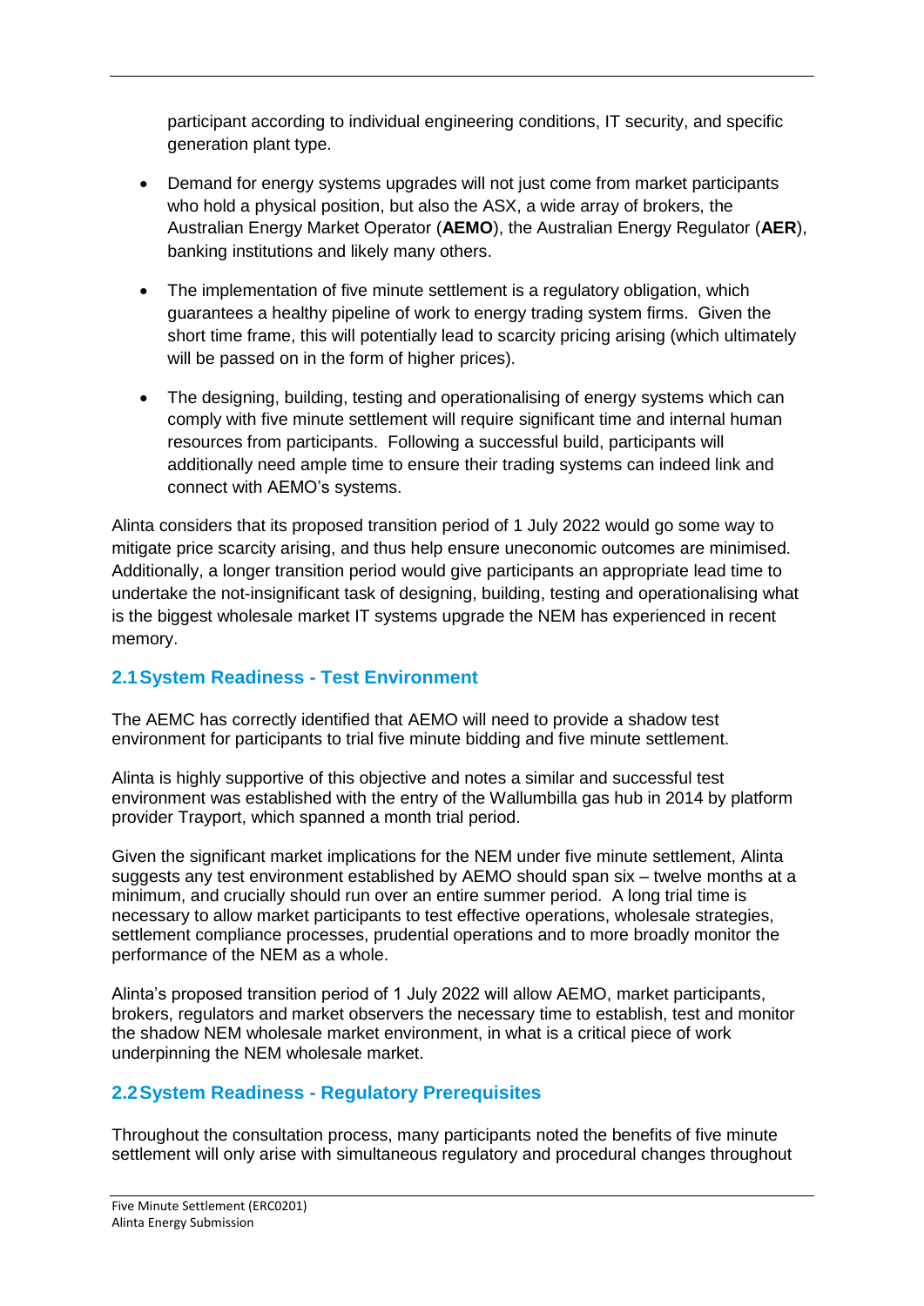participant according to individual engineering conditions, IT security, and specific generation plant type.

- Demand for energy systems upgrades will not just come from market participants who hold a physical position, but also the ASX, a wide array of brokers, the Australian Energy Market Operator (**AEMO**), the Australian Energy Regulator (**AER**), banking institutions and likely many others.
- The implementation of five minute settlement is a regulatory obligation, which guarantees a healthy pipeline of work to energy trading system firms. Given the short time frame, this will potentially lead to scarcity pricing arising (which ultimately will be passed on in the form of higher prices).
- The designing, building, testing and operationalising of energy systems which can comply with five minute settlement will require significant time and internal human resources from participants. Following a successful build, participants will additionally need ample time to ensure their trading systems can indeed link and connect with AEMO's systems.

Alinta considers that its proposed transition period of 1 July 2022 would go some way to mitigate price scarcity arising, and thus help ensure uneconomic outcomes are minimised. Additionally, a longer transition period would give participants an appropriate lead time to undertake the not-insignificant task of designing, building, testing and operationalising what is the biggest wholesale market IT systems upgrade the NEM has experienced in recent memory.

## 2.1 System Readiness - Test Environment

The AEMC has correctly identified that AEMO will need to provide a shadow test environment for participants to trial five minute bidding and five minute settlement.

Alinta is highly supportive of this objective and notes a similar and successful test environment was established with the entry of the Wallumbilla gas hub in 2014 by platform provider Trayport, which spanned a month trial period.

Given the significant market implications for the NEM under five minute settlement, Alinta suggests any test environment established by AEMO should span six – twelve months at a minimum, and crucially should run over an entire summer period. A long trial time is necessary to allow market participants to test effective operations, wholesale strategies, settlement compliance processes, prudential operations and to more broadly monitor the performance of the NEM as a whole.

Alinta's proposed transition period of 1 July 2022 will allow AEMO, market participants, brokers, regulators and market observers the necessary time to establish, test and monitor the shadow NEM wholesale market environment, in what is a critical piece of work underpinning the NEM wholesale market.

## 2.2 System Readiness - Regulatory Prerequisites

Throughout the consultation process, many participants noted the benefits of five minute settlement will only arise with simultaneous regulatory and procedural changes throughout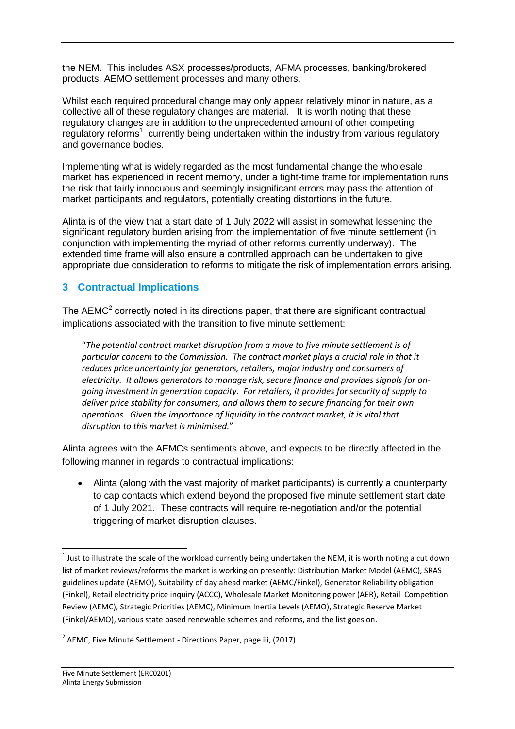the NEM. This includes ASX processes/products, AFMA processes, banking/brokered products, AEMO settlement processes and many others.

Whilst each required procedural change may only appear relatively minor in nature, as a collective all of these regulatory changes are material. It is worth noting that these regulatory changes are in addition to the unprecedented amount of other competing regulatory reforms[1] currently being undertaken within the industry from various regulatory and governance bodies.

Implementing what is widely regarded as the most fundamental change the wholesale market has experienced in recent memory, under a tight-time frame for implementation runs the risk that fairly innocuous and seemingly insignificant errors may pass the attention of market participants and regulators, potentially creating distortions in the future.

Alinta is of the view that a start date of 1 July 2022 will assist in somewhat lessening the significant regulatory burden arising from the implementation of five minute settlement (in conjunction with implementing the myriad of other reforms currently underway). The extended time frame will also ensure a controlled approach can be undertaken to give appropriate due consideration to reforms to mitigate the risk of implementation errors arising.

## 3 Contractual Implications

The AEMC[2] correctly noted in its directions paper, that there are significant contractual implications associated with the transition to five minute settlement:

> "*The potential contract market disruption from a move to five minute settlement is of particular concern to the Commission. The contract market plays a crucial role in that it reduces price uncertainty for generators, retailers, major industry and consumers of electricity. It allows generators to manage risk, secure finance and provides signals for on-going investment in generation capacity. For retailers, it provides for security of supply to deliver price stability for consumers, and allows them to secure financing for their own operations. Given the importance of liquidity in the contract market, it is vital that disruption to this market is minimised.*"

Alinta agrees with the AEMCs sentiments above, and expects to be directly affected in the following manner in regards to contractual implications:

- Alinta (along with the vast majority of market participants) is currently a counterparty to cap contacts which extend beyond the proposed five minute settlement start date of 1 July 2021. These contracts will require re-negotiation and/or the potential triggering of market disruption clauses.

---

[1] Just to illustrate the scale of the workload currently being undertaken the NEM, it is worth noting a cut down list of market reviews/reforms the market is working on presently: Distribution Market Model (AEMC), SRAS guidelines update (AEMO), Suitability of day ahead market (AEMC/Finkel), Generator Reliability obligation (Finkel), Retail electricity price inquiry (ACCC), Wholesale Market Monitoring power (AER), Retail Competition Review (AEMC), Strategic Priorities (AEMC), Minimum Inertia Levels (AEMO), Strategic Reserve Market (Finkel/AEMO), various state based renewable schemes and reforms, and the list goes on.

[2] AEMC, Five Minute Settlement - Directions Paper, page iii, (2017)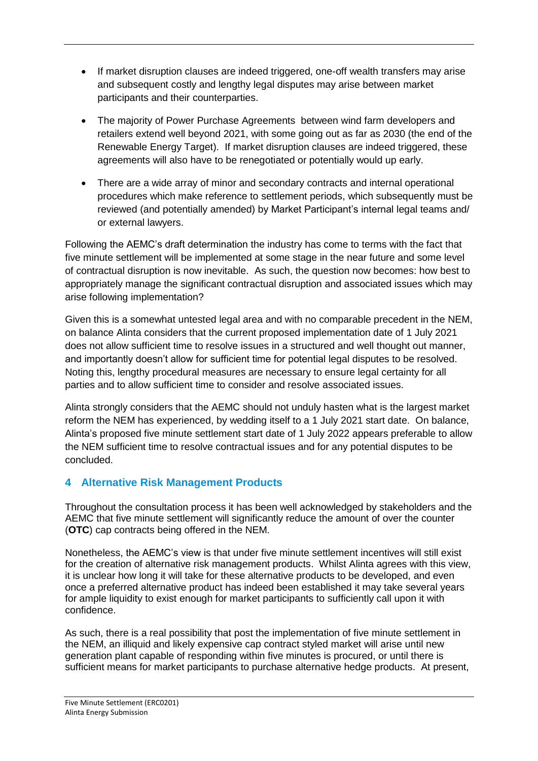- If market disruption clauses are indeed triggered, one-off wealth transfers may arise and subsequent costly and lengthy legal disputes may arise between market participants and their counterparties.
- The majority of Power Purchase Agreements between wind farm developers and retailers extend well beyond 2021, with some going out as far as 2030 (the end of the Renewable Energy Target). If market disruption clauses are indeed triggered, these agreements will also have to be renegotiated or potentially would up early.
- There are a wide array of minor and secondary contracts and internal operational procedures which make reference to settlement periods, which subsequently must be reviewed (and potentially amended) by Market Participant's internal legal teams and/ or external lawyers.

Following the AEMC's draft determination the industry has come to terms with the fact that five minute settlement will be implemented at some stage in the near future and some level of contractual disruption is now inevitable. As such, the question now becomes: how best to appropriately manage the significant contractual disruption and associated issues which may arise following implementation?

Given this is a somewhat untested legal area and with no comparable precedent in the NEM, on balance Alinta considers that the current proposed implementation date of 1 July 2021 does not allow sufficient time to resolve issues in a structured and well thought out manner, and importantly doesn't allow for sufficient time for potential legal disputes to be resolved. Noting this, lengthy procedural measures are necessary to ensure legal certainty for all parties and to allow sufficient time to consider and resolve associated issues.

Alinta strongly considers that the AEMC should not unduly hasten what is the largest market reform the NEM has experienced, by wedding itself to a 1 July 2021 start date. On balance, Alinta's proposed five minute settlement start date of 1 July 2022 appears preferable to allow the NEM sufficient time to resolve contractual issues and for any potential disputes to be concluded.

## 4 Alternative Risk Management Products

Throughout the consultation process it has been well acknowledged by stakeholders and the AEMC that five minute settlement will significantly reduce the amount of over the counter (**OTC**) cap contracts being offered in the NEM.

Nonetheless, the AEMC's view is that under five minute settlement incentives will still exist for the creation of alternative risk management products. Whilst Alinta agrees with this view, it is unclear how long it will take for these alternative products to be developed, and even once a preferred alternative product has indeed been established it may take several years for ample liquidity to exist enough for market participants to sufficiently call upon it with confidence.

As such, there is a real possibility that post the implementation of five minute settlement in the NEM, an illiquid and likely expensive cap contract styled market will arise until new generation plant capable of responding within five minutes is procured, or until there is sufficient means for market participants to purchase alternative hedge products. At present,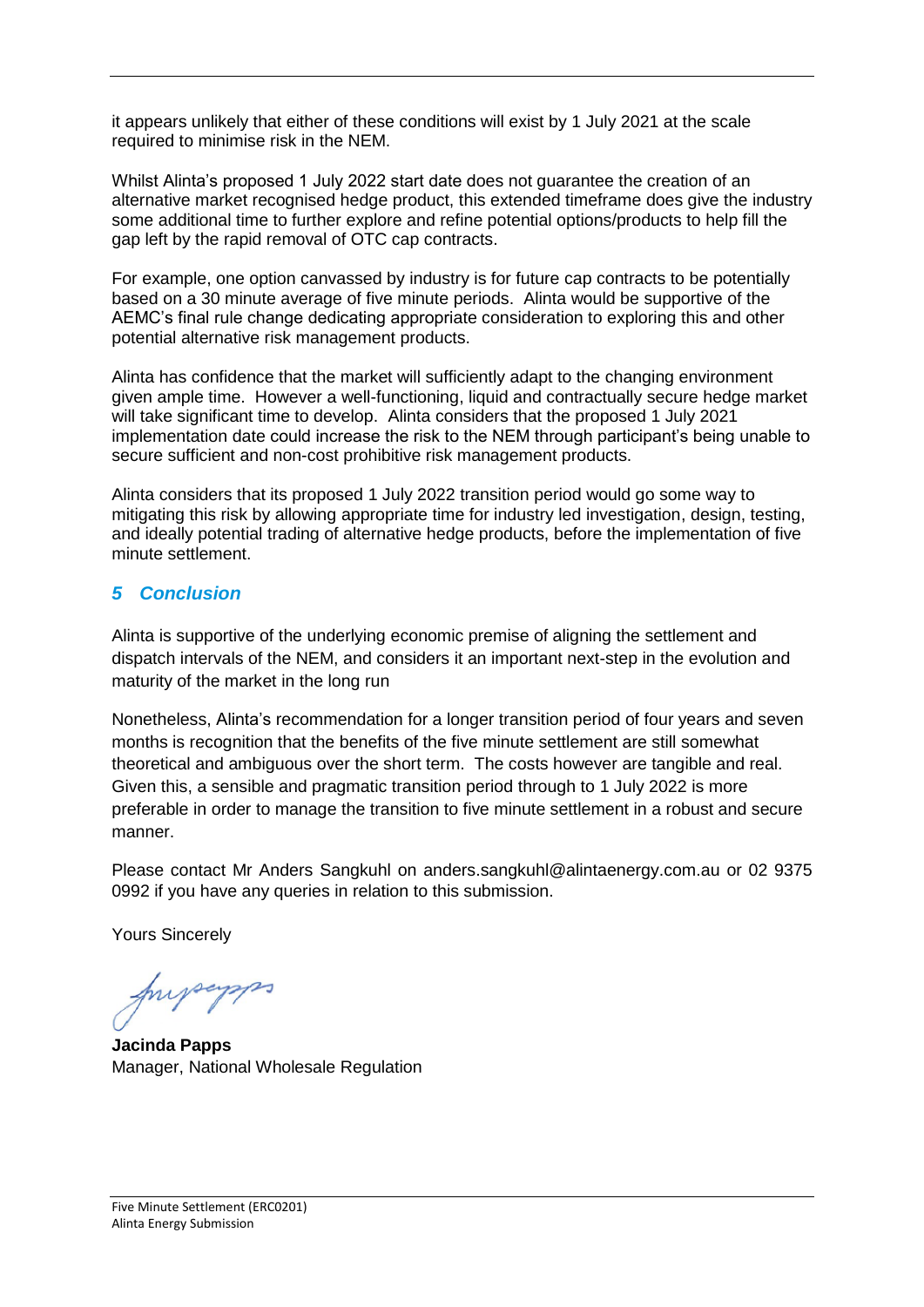it appears unlikely that either of these conditions will exist by 1 July 2021 at the scale required to minimise risk in the NEM.

Whilst Alinta's proposed 1 July 2022 start date does not guarantee the creation of an alternative market recognised hedge product, this extended timeframe does give the industry some additional time to further explore and refine potential options/products to help fill the gap left by the rapid removal of OTC cap contracts.

For example, one option canvassed by industry is for future cap contracts to be potentially based on a 30 minute average of five minute periods. Alinta would be supportive of the AEMC's final rule change dedicating appropriate consideration to exploring this and other potential alternative risk management products.

Alinta has confidence that the market will sufficiently adapt to the changing environment given ample time. However a well-functioning, liquid and contractually secure hedge market will take significant time to develop. Alinta considers that the proposed 1 July 2021 implementation date could increase the risk to the NEM through participant's being unable to secure sufficient and non-cost prohibitive risk management products.

Alinta considers that its proposed 1 July 2022 transition period would go some way to mitigating this risk by allowing appropriate time for industry led investigation, design, testing, and ideally potential trading of alternative hedge products, before the implementation of five minute settlement.

## *5 Conclusion*

Alinta is supportive of the underlying economic premise of aligning the settlement and dispatch intervals of the NEM, and considers it an important next-step in the evolution and maturity of the market in the long run

Nonetheless, Alinta's recommendation for a longer transition period of four years and seven months is recognition that the benefits of the five minute settlement are still somewhat theoretical and ambiguous over the short term. The costs however are tangible and real. Given this, a sensible and pragmatic transition period through to 1 July 2022 is more preferable in order to manage the transition to five minute settlement in a robust and secure manner.

Please contact Mr Anders Sangkuhl on anders.sangkuhl@alintaenergy.com.au or 02 9375 0992 if you have any queries in relation to this submission.

Yours Sincerely

**Jacinda Papps**
Manager, National Wholesale Regulation